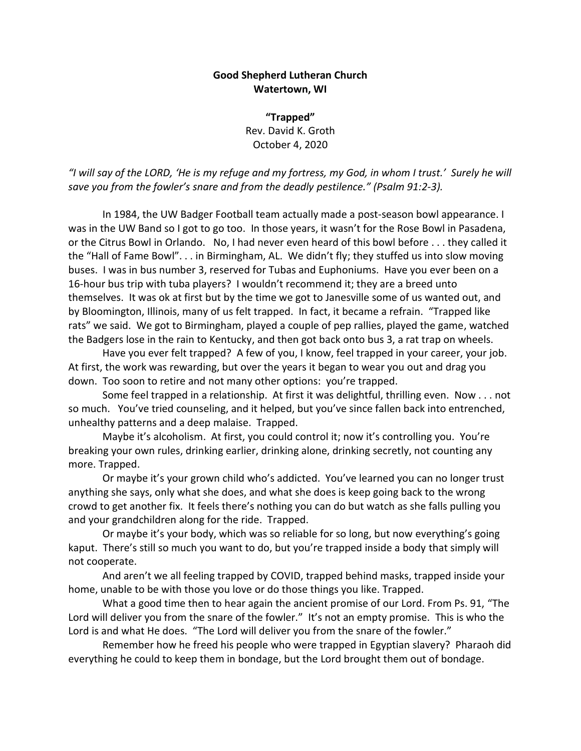**Good Shepherd Lutheran Church**
**Watertown, WI**

**"Trapped"**
Rev. David K. Groth
October 4, 2020

*"I will say of the LORD, 'He is my refuge and my fortress, my God, in whom I trust.' Surely he will save you from the fowler's snare and from the deadly pestilence." (Psalm 91:2-3).*

In 1984, the UW Badger Football team actually made a post-season bowl appearance. I was in the UW Band so I got to go too. In those years, it wasn't for the Rose Bowl in Pasadena, or the Citrus Bowl in Orlando. No, I had never even heard of this bowl before . . . they called it the "Hall of Fame Bowl". . . in Birmingham, AL. We didn't fly; they stuffed us into slow moving buses. I was in bus number 3, reserved for Tubas and Euphoniums. Have you ever been on a 16-hour bus trip with tuba players? I wouldn't recommend it; they are a breed unto themselves. It was ok at first but by the time we got to Janesville some of us wanted out, and by Bloomington, Illinois, many of us felt trapped. In fact, it became a refrain. "Trapped like rats" we said. We got to Birmingham, played a couple of pep rallies, played the game, watched the Badgers lose in the rain to Kentucky, and then got back onto bus 3, a rat trap on wheels.

Have you ever felt trapped? A few of you, I know, feel trapped in your career, your job. At first, the work was rewarding, but over the years it began to wear you out and drag you down. Too soon to retire and not many other options: you're trapped.

Some feel trapped in a relationship. At first it was delightful, thrilling even. Now . . . not so much. You've tried counseling, and it helped, but you've since fallen back into entrenched, unhealthy patterns and a deep malaise. Trapped.

Maybe it's alcoholism. At first, you could control it; now it's controlling you. You're breaking your own rules, drinking earlier, drinking alone, drinking secretly, not counting any more. Trapped.

Or maybe it's your grown child who's addicted. You've learned you can no longer trust anything she says, only what she does, and what she does is keep going back to the wrong crowd to get another fix. It feels there's nothing you can do but watch as she falls pulling you and your grandchildren along for the ride. Trapped.

Or maybe it's your body, which was so reliable for so long, but now everything's going kaput. There's still so much you want to do, but you're trapped inside a body that simply will not cooperate.

And aren't we all feeling trapped by COVID, trapped behind masks, trapped inside your home, unable to be with those you love or do those things you like. Trapped.

What a good time then to hear again the ancient promise of our Lord. From Ps. 91, "The Lord will deliver you from the snare of the fowler." It's not an empty promise. This is who the Lord is and what He does. "The Lord will deliver you from the snare of the fowler."

Remember how he freed his people who were trapped in Egyptian slavery? Pharaoh did everything he could to keep them in bondage, but the Lord brought them out of bondage.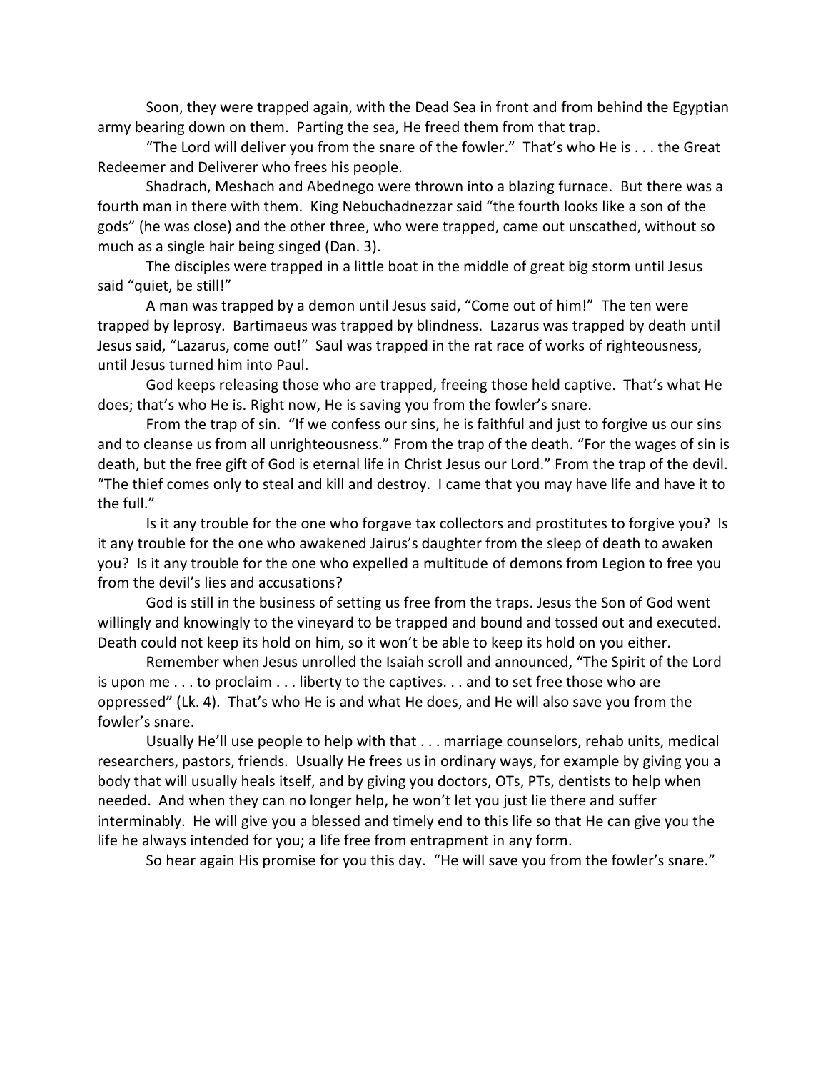Soon, they were trapped again, with the Dead Sea in front and from behind the Egyptian army bearing down on them. Parting the sea, He freed them from that trap.

"The Lord will deliver you from the snare of the fowler." That's who He is . . . the Great Redeemer and Deliverer who frees his people.

Shadrach, Meshach and Abednego were thrown into a blazing furnace. But there was a fourth man in there with them. King Nebuchadnezzar said "the fourth looks like a son of the gods" (he was close) and the other three, who were trapped, came out unscathed, without so much as a single hair being singed (Dan. 3).

The disciples were trapped in a little boat in the middle of great big storm until Jesus said "quiet, be still!"

A man was trapped by a demon until Jesus said, "Come out of him!" The ten were trapped by leprosy. Bartimaeus was trapped by blindness. Lazarus was trapped by death until Jesus said, "Lazarus, come out!" Saul was trapped in the rat race of works of righteousness, until Jesus turned him into Paul.

God keeps releasing those who are trapped, freeing those held captive. That's what He does; that's who He is. Right now, He is saving you from the fowler's snare.

From the trap of sin. "If we confess our sins, he is faithful and just to forgive us our sins and to cleanse us from all unrighteousness." From the trap of the death. "For the wages of sin is death, but the free gift of God is eternal life in Christ Jesus our Lord." From the trap of the devil. "The thief comes only to steal and kill and destroy. I came that you may have life and have it to the full."

Is it any trouble for the one who forgave tax collectors and prostitutes to forgive you? Is it any trouble for the one who awakened Jairus's daughter from the sleep of death to awaken you? Is it any trouble for the one who expelled a multitude of demons from Legion to free you from the devil's lies and accusations?

God is still in the business of setting us free from the traps. Jesus the Son of God went willingly and knowingly to the vineyard to be trapped and bound and tossed out and executed. Death could not keep its hold on him, so it won't be able to keep its hold on you either.

Remember when Jesus unrolled the Isaiah scroll and announced, "The Spirit of the Lord is upon me . . . to proclaim . . . liberty to the captives. . . and to set free those who are oppressed" (Lk. 4). That's who He is and what He does, and He will also save you from the fowler's snare.

Usually He'll use people to help with that . . . marriage counselors, rehab units, medical researchers, pastors, friends. Usually He frees us in ordinary ways, for example by giving you a body that will usually heals itself, and by giving you doctors, OTs, PTs, dentists to help when needed. And when they can no longer help, he won't let you just lie there and suffer interminably. He will give you a blessed and timely end to this life so that He can give you the life he always intended for you; a life free from entrapment in any form.

So hear again His promise for you this day. "He will save you from the fowler's snare."